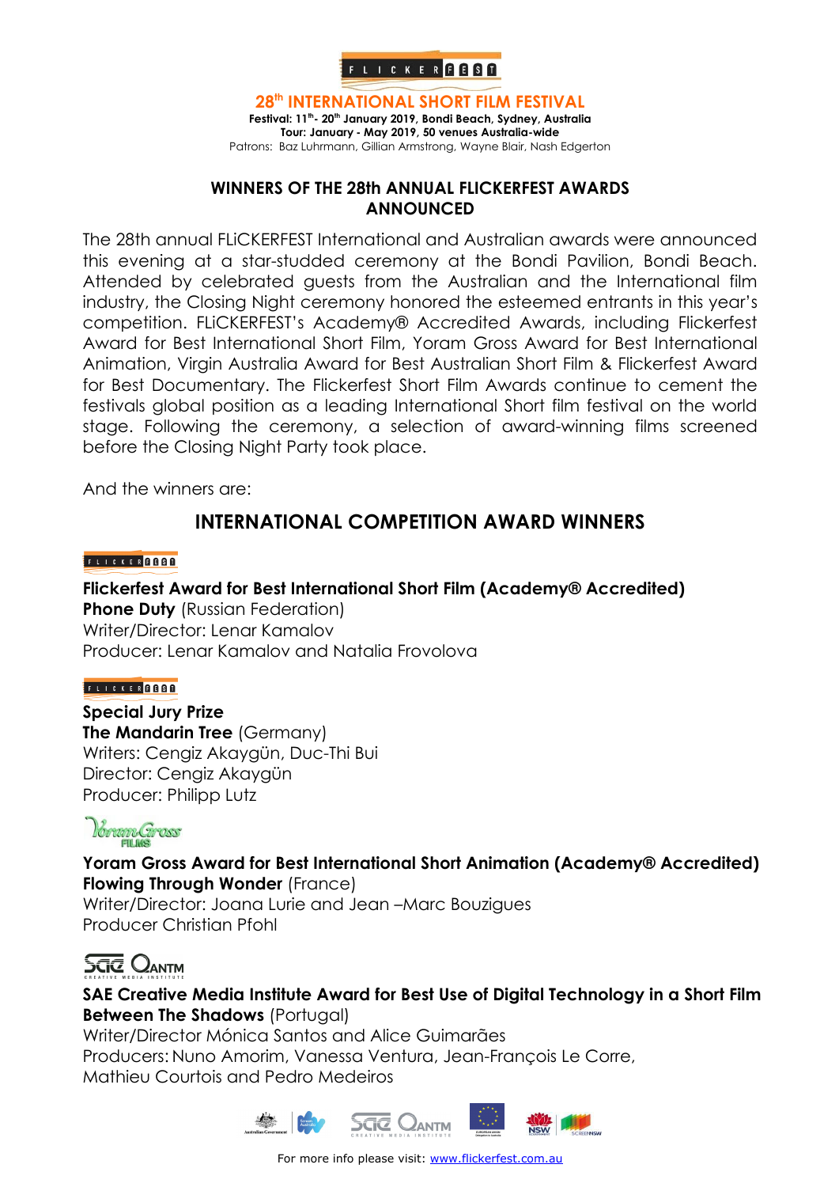## 28th INTERNATIONAL SHORT FILM FESTIVAL

**Festival: 11th- 20th January 2019, Bondi Beach, Sydney, Australia**
**Tour: January - May 2019, 50 venues Australia-wide**
Patrons: Baz Luhrmann, Gillian Armstrong, Wayne Blair, Nash Edgerton

# WINNERS OF THE 28th ANNUAL FLICKERFEST AWARDS ANNOUNCED

The 28th annual FLiCKERFEST International and Australian awards were announced this evening at a star-studded ceremony at the Bondi Pavilion, Bondi Beach. Attended by celebrated guests from the Australian and the International film industry, the Closing Night ceremony honored the esteemed entrants in this year's competition. FLiCKERFEST's Academy® Accredited Awards, including Flickerfest Award for Best International Short Film, Yoram Gross Award for Best International Animation, Virgin Australia Award for Best Australian Short Film & Flickerfest Award for Best Documentary. The Flickerfest Short Film Awards continue to cement the festivals global position as a leading International Short film festival on the world stage. Following the ceremony, a selection of award-winning films screened before the Closing Night Party took place.

And the winners are:

## INTERNATIONAL COMPETITION AWARD WINNERS

**Flickerfest Award for Best International Short Film (Academy® Accredited)**
**Phone Duty** (Russian Federation)
Writer/Director: Lenar Kamalov
Producer: Lenar Kamalov and Natalia Frovolova

**Special Jury Prize**
**The Mandarin Tree** (Germany)
Writers: Cengiz Akaygün, Duc-Thi Bui
Director: Cengiz Akaygün
Producer: Philipp Lutz

**Yoram Gross Award for Best International Short Animation (Academy® Accredited)**
**Flowing Through Wonder** (France)
Writer/Director: Joana Lurie and Jean –Marc Bouzigues
Producer Christian Pfohl

**SAE Creative Media Institute Award for Best Use of Digital Technology in a Short Film**
**Between The Shadows** (Portugal)
Writer/Director Mónica Santos and Alice Guimarães
Producers: Nuno Amorim, Vanessa Ventura, Jean-François Le Corre, Mathieu Courtois and Pedro Medeiros

For more info please visit: www.flickerfest.com.au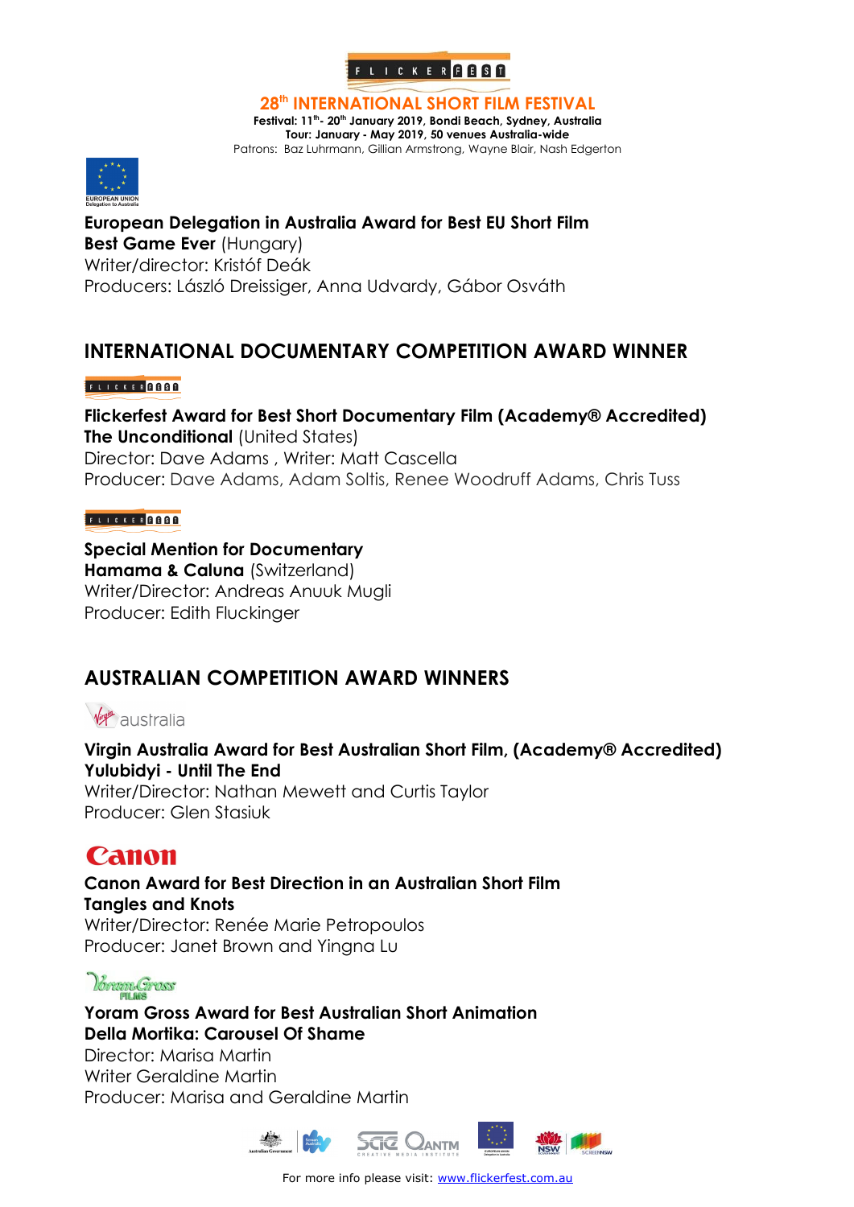# 28th INTERNATIONAL SHORT FILM FESTIVAL

**Festival: 11th- 20th January 2019, Bondi Beach, Sydney, Australia**
**Tour: January - May 2019, 50 venues Australia-wide**
Patrons: Baz Luhrmann, Gillian Armstrong, Wayne Blair, Nash Edgerton

**European Delegation in Australia Award for Best EU Short Film**
**Best Game Ever** (Hungary)
Writer/director: Kristóf Deák
Producers: László Dreissiger, Anna Udvardy, Gábor Osváth

## INTERNATIONAL DOCUMENTARY COMPETITION AWARD WINNER

**Flickerfest Award for Best Short Documentary Film (Academy® Accredited)**
**The Unconditional** (United States)
Director: Dave Adams , Writer: Matt Cascella
Producer: Dave Adams, Adam Soltis, Renee Woodruff Adams, Chris Tuss

**Special Mention for Documentary**
**Hamama & Caluna** (Switzerland)
Writer/Director: Andreas Anuuk Mugli
Producer: Edith Fluckinger

## AUSTRALIAN COMPETITION AWARD WINNERS

**Virgin Australia Award for Best Australian Short Film, (Academy® Accredited)**
**Yulubidyi - Until The End**
Writer/Director: Nathan Mewett and Curtis Taylor
Producer: Glen Stasiuk

**Canon Award for Best Direction in an Australian Short Film**
**Tangles and Knots**
Writer/Director: Renée Marie Petropoulos
Producer: Janet Brown and Yingna Lu

**Yoram Gross Award for Best Australian Short Animation**
**Della Mortika: Carousel Of Shame**
Director: Marisa Martin
Writer Geraldine Martin
Producer: Marisa and Geraldine Martin

For more info please visit: www.flickerfest.com.au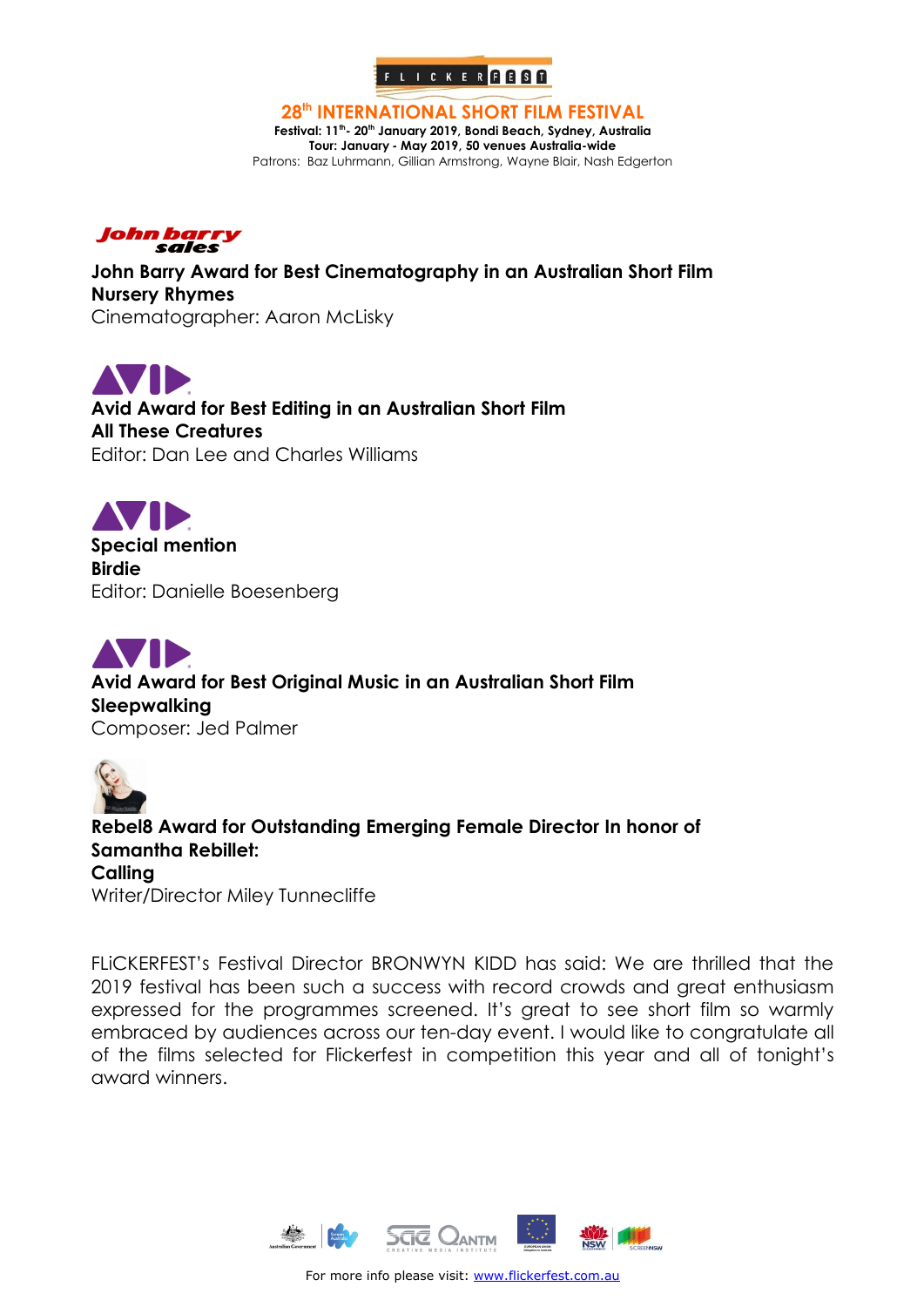**John Barry Award for Best Cinematography in an Australian Short Film**
**Nursery Rhymes**
Cinematographer: Aaron McLisky

**Avid Award for Best Editing in an Australian Short Film**
**All These Creatures**
Editor: Dan Lee and Charles Williams

**Special mention**
**Birdie**
Editor: Danielle Boesenberg

**Avid Award for Best Original Music in an Australian Short Film**
**Sleepwalking**
Composer: Jed Palmer

**Rebel8 Award for Outstanding Emerging Female Director In honor of Samantha Rebillet:**
**Calling**
Writer/Director Miley Tunnecliffe

FLiCKERFEST's Festival Director BRONWYN KIDD has said: We are thrilled that the 2019 festival has been such a success with record crowds and great enthusiasm expressed for the programmes screened. It's great to see short film so warmly embraced by audiences across our ten-day event. I would like to congratulate all of the films selected for Flickerfest in competition this year and all of tonight's award winners.